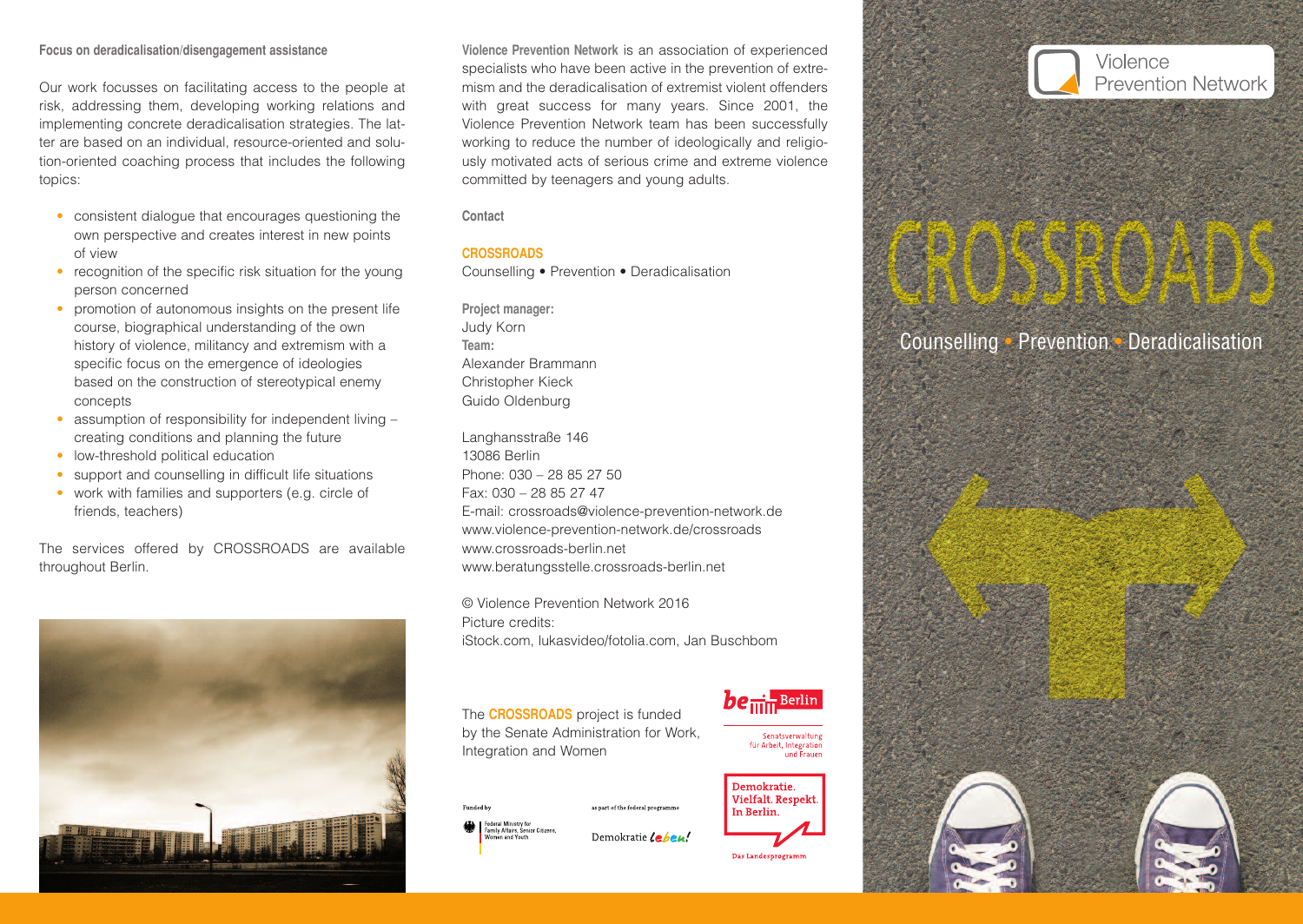**Focus on deradicalisation/disengagement assistance**

Our work focusses on facilitating access to the people at risk, addressing them, developing working relations and implementing concrete deradicalisation strategies. The latter are based on an individual, resource-oriented and solution-oriented coaching process that includes the following topics:

- consistent dialogue that encourages questioning the own perspective and creates interest in new points of view
- recognition of the specific risk situation for the young person concerned
- promotion of autonomous insights on the present life course, biographical understanding of the own history of violence, militancy and extremism with a specific focus on the emergence of ideologies based on the construction of stereotypical enemy concepts
- assumption of responsibility for independent living – creating conditions and planning the future
- low-threshold political education
- support and counselling in difficult life situations
- work with families and supporters (e.g. circle of friends, teachers)

The services offered by CROSSROADS are available throughout Berlin.

**Violence Prevention Network** is an association of experienced specialists who have been active in the prevention of extremism and the deradicalisation of extremist violent offenders with great success for many years. Since 2001, the Violence Prevention Network team has been successfully working to reduce the number of ideologically and religiously motivated acts of serious crime and extreme violence committed by teenagers and young adults.

**Contact**

**CROSSROADS**
Counselling • Prevention • Deradicalisation

**Project manager:**
Judy Korn
**Team:**
Alexander Brammann
Christopher Kieck
Guido Oldenburg

Langhansstraße 146
13086 Berlin
Phone: 030 – 28 85 27 50
Fax: 030 – 28 85 27 47
E-mail: crossroads@violence-prevention-network.de
www.violence-prevention-network.de/crossroads
www.crossroads-berlin.net
www.beratungsstelle.crossroads-berlin.net

© Violence Prevention Network 2016
Picture credits:
iStock.com, lukasvideo/fotolia.com, Jan Buschbom

The **CROSSROADS** project is funded by the Senate Administration for Work, Integration and Women

be Berlin
Senatsverwaltung für Arbeit, Integration und Frauen

Demokratie. Vielfalt. Respekt. In Berlin.
Das Landesprogramm

Funded by
Federal Ministry for Family Affairs, Senior Citizens, Women and Youth

as part of the federal programme
Demokratie leben!

Violence Prevention Network

# CROSSROADS

Counselling • Prevention • Deradicalisation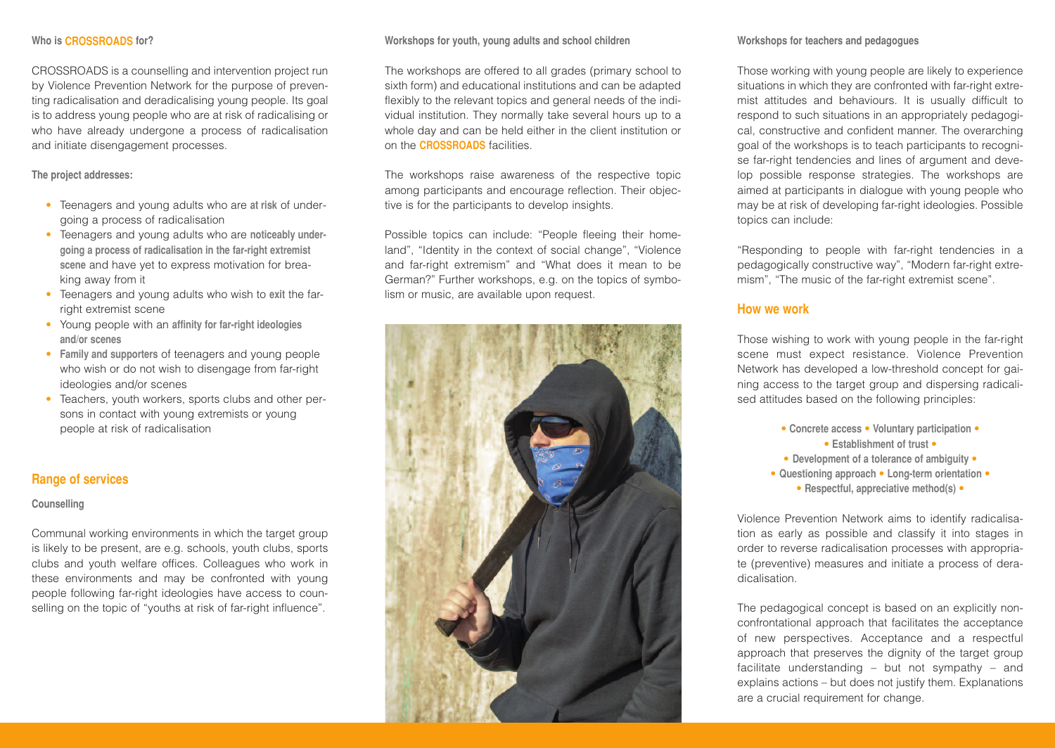### Who is CROSSROADS for?

CROSSROADS is a counselling and intervention project run by Violence Prevention Network for the purpose of preventing radicalisation and deradicalising young people. Its goal is to address young people who are at risk of radicalising or who have already undergone a process of radicalisation and initiate disengagement processes.

**The project addresses:**

- Teenagers and young adults who are **at risk** of undergoing a process of radicalisation
- Teenagers and young adults who are **noticeably undergoing a process of radicalisation in the far-right extremist scene** and have yet to express motivation for breaking away from it
- Teenagers and young adults who wish to **exit** the far-right extremist scene
- Young people with an **affinity for far-right ideologies and/or scenes**
- **Family and supporters** of teenagers and young people who wish or do not wish to disengage from far-right ideologies and/or scenes
- Teachers, youth workers, sports clubs and other persons in contact with young extremists or young people at risk of radicalisation

## Range of services

### Counselling

Communal working environments in which the target group is likely to be present, are e.g. schools, youth clubs, sports clubs and youth welfare offices. Colleagues who work in these environments and may be confronted with young people following far-right ideologies have access to counselling on the topic of "youths at risk of far-right influence".

### Workshops for youth, young adults and school children

The workshops are offered to all grades (primary school to sixth form) and educational institutions and can be adapted flexibly to the relevant topics and general needs of the individual institution. They normally take several hours up to a whole day and can be held either in the client institution or on the **CROSSROADS** facilities.

The workshops raise awareness of the respective topic among participants and encourage reflection. Their objective is for the participants to develop insights.

Possible topics can include: "People fleeing their homeland", "Identity in the context of social change", "Violence and far-right extremism" and "What does it mean to be German?" Further workshops, e.g. on the topics of symbolism or music, are available upon request.

### Workshops for teachers and pedagogues

Those working with young people are likely to experience situations in which they are confronted with far-right extremist attitudes and behaviours. It is usually difficult to respond to such situations in an appropriately pedagogical, constructive and confident manner. The overarching goal of the workshops is to teach participants to recognise far-right tendencies and lines of argument and develop possible response strategies. The workshops are aimed at participants in dialogue with young people who may be at risk of developing far-right ideologies. Possible topics can include:

"Responding to people with far-right tendencies in a pedagogically constructive way", "Modern far-right extremism", "The music of the far-right extremist scene".

## How we work

Those wishing to work with young people in the far-right scene must expect resistance. Violence Prevention Network has developed a low-threshold concept for gaining access to the target group and dispersing radicalised attitudes based on the following principles:

**• Concrete access • Voluntary participation •**
**• Establishment of trust •**
**• Development of a tolerance of ambiguity •**
**• Questioning approach • Long-term orientation •**
**• Respectful, appreciative method(s) •**

Violence Prevention Network aims to identify radicalisation as early as possible and classify it into stages in order to reverse radicalisation processes with appropriate (preventive) measures and initiate a process of deradicalisation.

The pedagogical concept is based on an explicitly non-confrontational approach that facilitates the acceptance of new perspectives. Acceptance and a respectful approach that preserves the dignity of the target group facilitate understanding – but not sympathy – and explains actions – but does not justify them. Explanations are a crucial requirement for change.